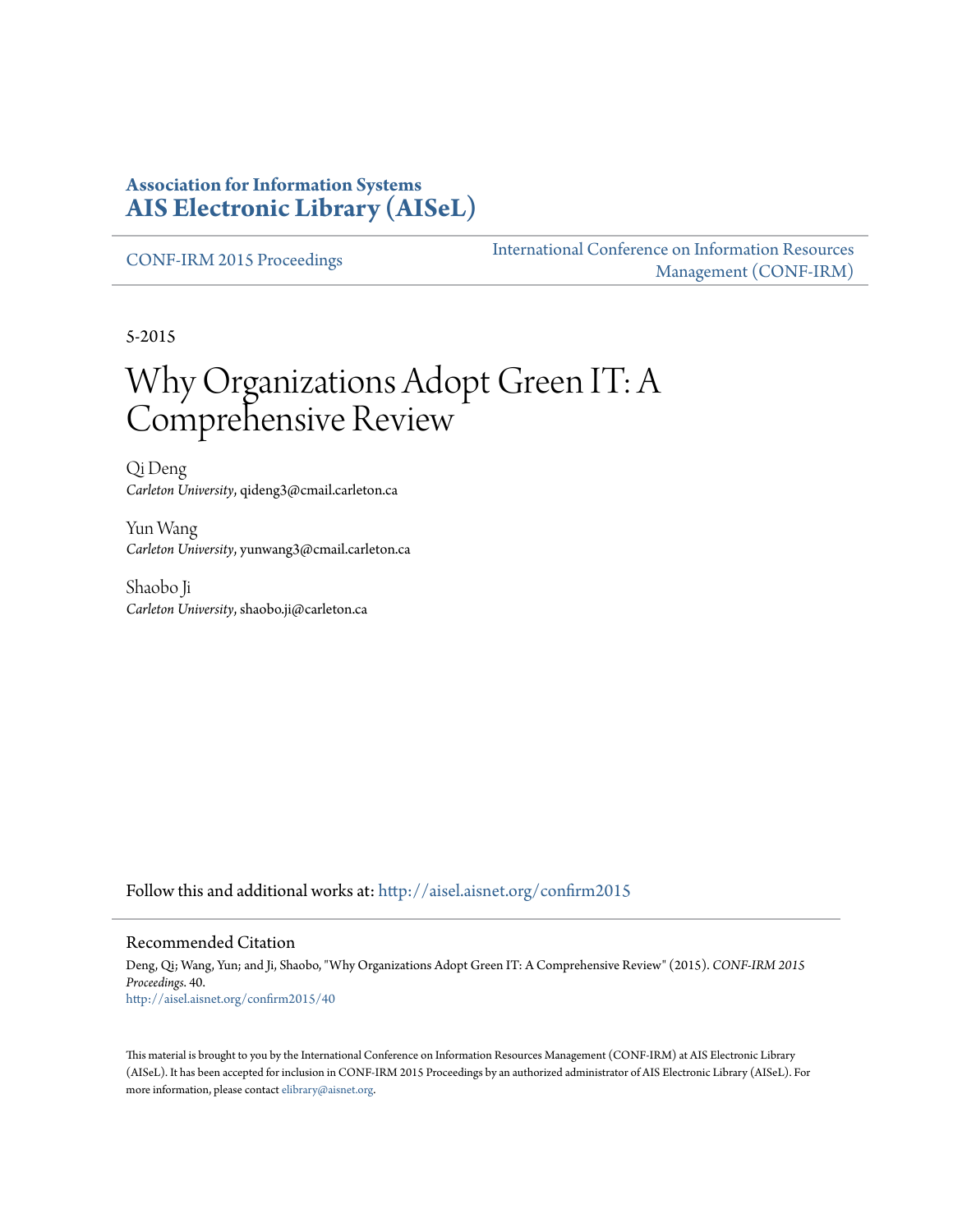# Association for Information Systems
# AIS Electronic Library (AISeL)

CONF-IRM 2015 Proceedings

International Conference on Information Resources Management (CONF-IRM)

5-2015

# Why Organizations Adopt Green IT: A Comprehensive Review

Qi Deng
*Carleton University*, qideng3@cmail.carleton.ca

Yun Wang
*Carleton University*, yunwang3@cmail.carleton.ca

Shaobo Ji
*Carleton University*, shaobo.ji@carleton.ca

Follow this and additional works at: http://aisel.aisnet.org/confirm2015

## Recommended Citation

Deng, Qi; Wang, Yun; and Ji, Shaobo, "Why Organizations Adopt Green IT: A Comprehensive Review" (2015). *CONF-IRM 2015 Proceedings*. 40.
http://aisel.aisnet.org/confirm2015/40

This material is brought to you by the International Conference on Information Resources Management (CONF-IRM) at AIS Electronic Library (AISeL). It has been accepted for inclusion in CONF-IRM 2015 Proceedings by an authorized administrator of AIS Electronic Library (AISeL). For more information, please contact elibrary@aisnet.org.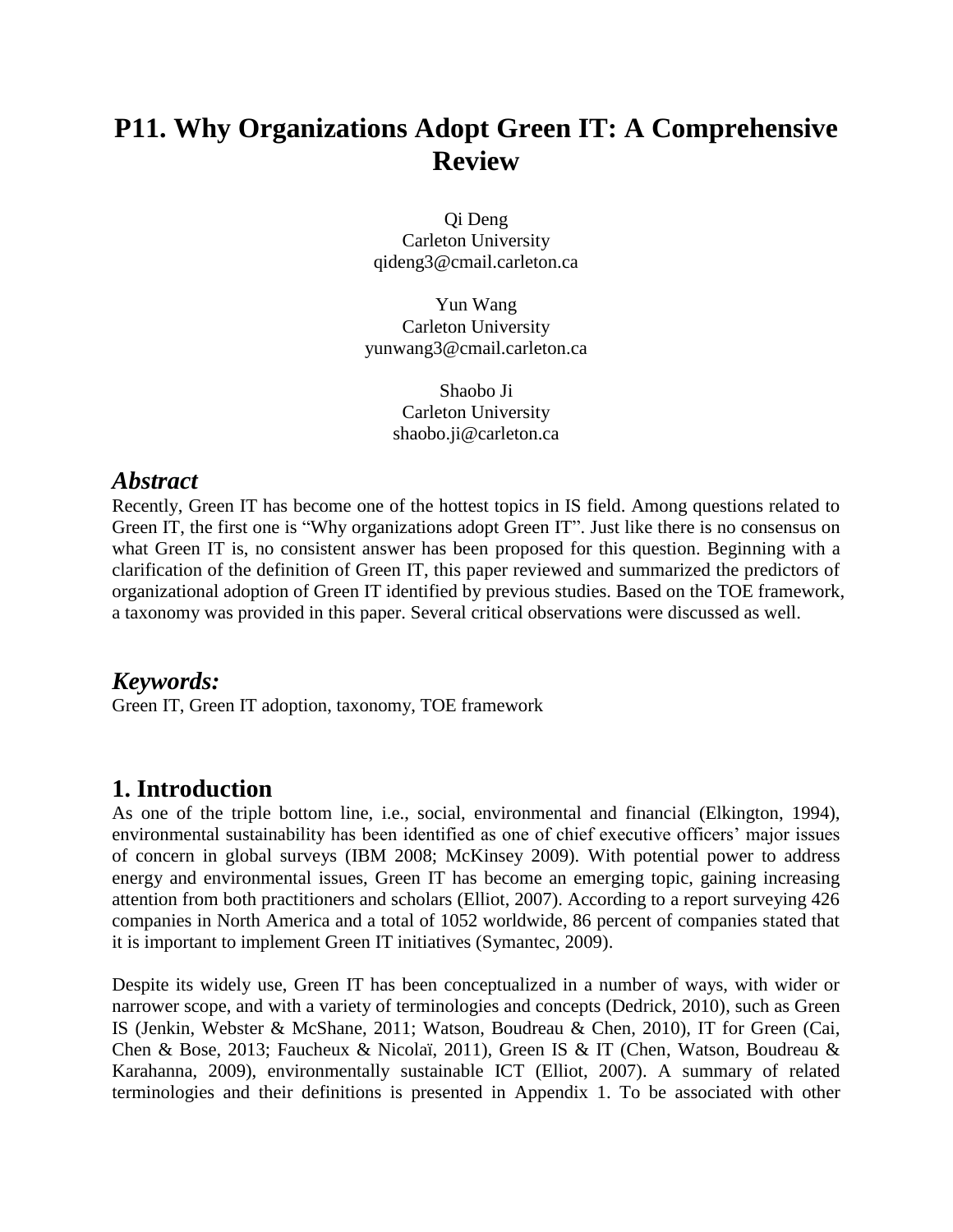# P11. Why Organizations Adopt Green IT: A Comprehensive Review

Qi Deng  
Carleton University  
qideng3@cmail.carleton.ca

Yun Wang  
Carleton University  
yunwang3@cmail.carleton.ca

Shaobo Ji  
Carleton University  
shaobo.ji@carleton.ca

## *Abstract*

Recently, Green IT has become one of the hottest topics in IS field. Among questions related to Green IT, the first one is "Why organizations adopt Green IT". Just like there is no consensus on what Green IT is, no consistent answer has been proposed for this question. Beginning with a clarification of the definition of Green IT, this paper reviewed and summarized the predictors of organizational adoption of Green IT identified by previous studies. Based on the TOE framework, a taxonomy was provided in this paper. Several critical observations were discussed as well.

## *Keywords:*

Green IT, Green IT adoption, taxonomy, TOE framework

## 1. Introduction

As one of the triple bottom line, i.e., social, environmental and financial (Elkington, 1994), environmental sustainability has been identified as one of chief executive officers' major issues of concern in global surveys (IBM 2008; McKinsey 2009). With potential power to address energy and environmental issues, Green IT has become an emerging topic, gaining increasing attention from both practitioners and scholars (Elliot, 2007). According to a report surveying 426 companies in North America and a total of 1052 worldwide, 86 percent of companies stated that it is important to implement Green IT initiatives (Symantec, 2009).

Despite its widely use, Green IT has been conceptualized in a number of ways, with wider or narrower scope, and with a variety of terminologies and concepts (Dedrick, 2010), such as Green IS (Jenkin, Webster & McShane, 2011; Watson, Boudreau & Chen, 2010), IT for Green (Cai, Chen & Bose, 2013; Faucheux & Nicolaï, 2011), Green IS & IT (Chen, Watson, Boudreau & Karahanna, 2009), environmentally sustainable ICT (Elliot, 2007). A summary of related terminologies and their definitions is presented in Appendix 1. To be associated with other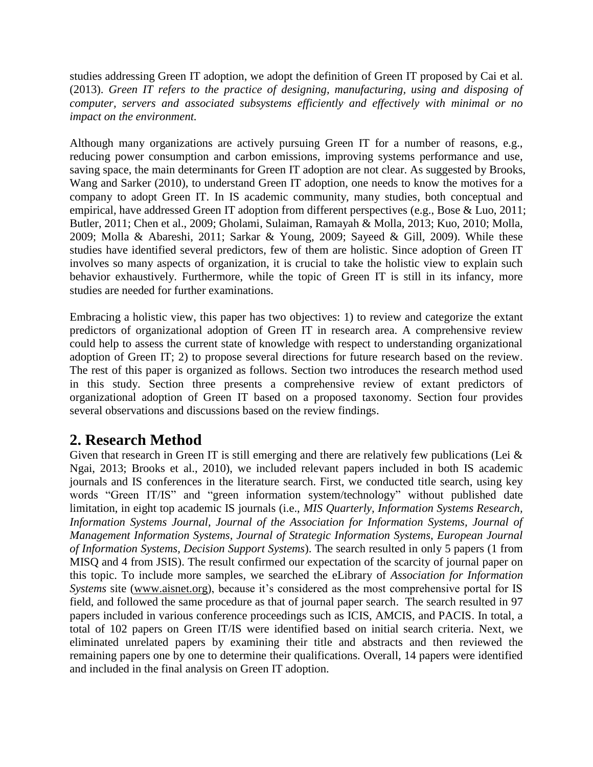studies addressing Green IT adoption, we adopt the definition of Green IT proposed by Cai et al. (2013). *Green IT refers to the practice of designing, manufacturing, using and disposing of computer, servers and associated subsystems efficiently and effectively with minimal or no impact on the environment.*

Although many organizations are actively pursuing Green IT for a number of reasons, e.g., reducing power consumption and carbon emissions, improving systems performance and use, saving space, the main determinants for Green IT adoption are not clear. As suggested by Brooks, Wang and Sarker (2010), to understand Green IT adoption, one needs to know the motives for a company to adopt Green IT. In IS academic community, many studies, both conceptual and empirical, have addressed Green IT adoption from different perspectives (e.g., Bose & Luo, 2011; Butler, 2011; Chen et al., 2009; Gholami, Sulaiman, Ramayah & Molla, 2013; Kuo, 2010; Molla, 2009; Molla & Abareshi, 2011; Sarkar & Young, 2009; Sayeed & Gill, 2009). While these studies have identified several predictors, few of them are holistic. Since adoption of Green IT involves so many aspects of organization, it is crucial to take the holistic view to explain such behavior exhaustively. Furthermore, while the topic of Green IT is still in its infancy, more studies are needed for further examinations.

Embracing a holistic view, this paper has two objectives: 1) to review and categorize the extant predictors of organizational adoption of Green IT in research area. A comprehensive review could help to assess the current state of knowledge with respect to understanding organizational adoption of Green IT; 2) to propose several directions for future research based on the review. The rest of this paper is organized as follows. Section two introduces the research method used in this study. Section three presents a comprehensive review of extant predictors of organizational adoption of Green IT based on a proposed taxonomy. Section four provides several observations and discussions based on the review findings.

## 2. Research Method

Given that research in Green IT is still emerging and there are relatively few publications (Lei & Ngai, 2013; Brooks et al., 2010), we included relevant papers included in both IS academic journals and IS conferences in the literature search. First, we conducted title search, using key words "Green IT/IS" and "green information system/technology" without published date limitation, in eight top academic IS journals (i.e., *MIS Quarterly, Information Systems Research, Information Systems Journal, Journal of the Association for Information Systems, Journal of Management Information Systems, Journal of Strategic Information Systems, European Journal of Information Systems, Decision Support Systems*). The search resulted in only 5 papers (1 from MISQ and 4 from JSIS). The result confirmed our expectation of the scarcity of journal paper on this topic. To include more samples, we searched the eLibrary of *Association for Information Systems* site (www.aisnet.org), because it's considered as the most comprehensive portal for IS field, and followed the same procedure as that of journal paper search. The search resulted in 97 papers included in various conference proceedings such as ICIS, AMCIS, and PACIS. In total, a total of 102 papers on Green IT/IS were identified based on initial search criteria. Next, we eliminated unrelated papers by examining their title and abstracts and then reviewed the remaining papers one by one to determine their qualifications. Overall, 14 papers were identified and included in the final analysis on Green IT adoption.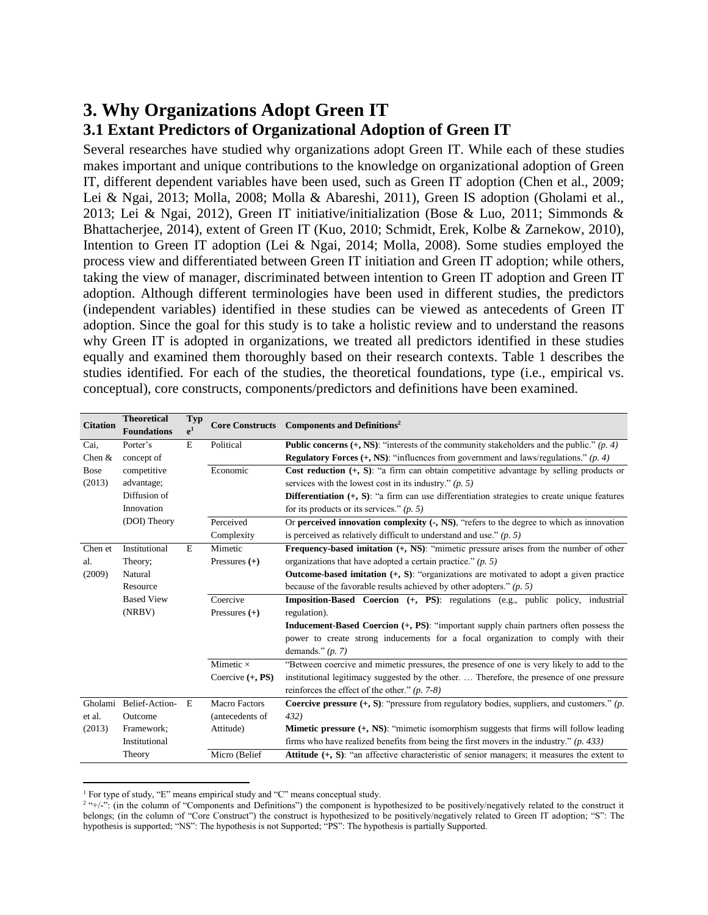# 3. Why Organizations Adopt Green IT

## 3.1 Extant Predictors of Organizational Adoption of Green IT

Several researches have studied why organizations adopt Green IT. While each of these studies makes important and unique contributions to the knowledge on organizational adoption of Green IT, different dependent variables have been used, such as Green IT adoption (Chen et al., 2009; Lei & Ngai, 2013; Molla, 2008; Molla & Abareshi, 2011), Green IS adoption (Gholami et al., 2013; Lei & Ngai, 2012), Green IT initiative/initialization (Bose & Luo, 2011; Simmonds & Bhattacherjee, 2014), extent of Green IT (Kuo, 2010; Schmidt, Erek, Kolbe & Zarnekow, 2010), Intention to Green IT adoption (Lei & Ngai, 2014; Molla, 2008). Some studies employed the process view and differentiated between Green IT initiation and Green IT adoption; while others, taking the view of manager, discriminated between intention to Green IT adoption and Green IT adoption. Although different terminologies have been used in different studies, the predictors (independent variables) identified in these studies can be viewed as antecedents of Green IT adoption. Since the goal for this study is to take a holistic review and to understand the reasons why Green IT is adopted in organizations, we treated all predictors identified in these studies equally and examined them thoroughly based on their research contexts. Table 1 describes the studies identified. For each of the studies, the theoretical foundations, type (i.e., empirical vs. conceptual), core constructs, components/predictors and definitions have been examined.

| Citation | Theoretical Foundations | Type[1] | Core Constructs | Components and Definitions[2] |
|---|---|---|---|---|
| Cai, Chen & Bose (2013) | Porter's concept of competitive advantage; Diffusion of Innovation (DOI) Theory | E | Political | **Public concerns (+, NS)**: "interests of the community stakeholders and the public." *(p. 4)*<br>**Regulatory Forces (+, NS)**: "influences from government and laws/regulations." *(p. 4)* |
| | | | Economic | **Cost reduction (+, S)**: "a firm can obtain competitive advantage by selling products or services with the lowest cost in its industry." *(p. 5)*<br>**Differentiation (+, S)**: "a firm can use differentiation strategies to create unique features for its products or its services." *(p. 5)* |
| | | | Perceived Complexity | Or **perceived innovation complexity (-, NS)**, "refers to the degree to which as innovation is perceived as relatively difficult to understand and use." *(p. 5)* |
| Chen et al. (2009) | Institutional Theory; Natural Resource Based View (NRBV) | E | Mimetic Pressures **(+)** | **Frequency-based imitation (+, NS)**: "mimetic pressure arises from the number of other organizations that have adopted a certain practice." *(p. 5)*<br>**Outcome-based imitation (+, S)**: "organizations are motivated to adopt a given practice because of the favorable results achieved by other adopters." *(p. 5)* |
| | | | Coercive Pressures **(+)** | **Imposition-Based Coercion (+, PS)**: regulations (e.g., public policy, industrial regulation).<br>**Inducement-Based Coercion (+, PS)**: "important supply chain partners often possess the power to create strong inducements for a focal organization to comply with their demands." *(p. 7)* |
| | | | Mimetic × Coercive **(+, PS)** | "Between coercive and mimetic pressures, the presence of one is very likely to add to the institutional legitimacy suggested by the other. … Therefore, the presence of one pressure reinforces the effect of the other." *(p. 7-8)* |
| Gholami et al. (2013) | Belief-Action-Outcome Framework; Institutional Theory | E | Macro Factors (antecedents of Attitude) | **Coercive pressure (+, S)**: "pressure from regulatory bodies, suppliers, and customers." *(p. 432)*<br>**Mimetic pressure (+, NS)**: "mimetic isomorphism suggests that firms will follow leading firms who have realized benefits from being the first movers in the industry." *(p. 433)* |
| | | | Micro (Belief | **Attitude (+, S)**: "an affective characteristic of senior managers; it measures the extent to |

[1] For type of study, "E" means empirical study and "C" means conceptual study.

[2] "+/-": (in the column of "Components and Definitions") the component is hypothesized to be positively/negatively related to the construct it belongs; (in the column of "Core Construct") the construct is hypothesized to be positively/negatively related to Green IT adoption; "S": The hypothesis is supported; "NS": The hypothesis is not Supported; "PS": The hypothesis is partially Supported.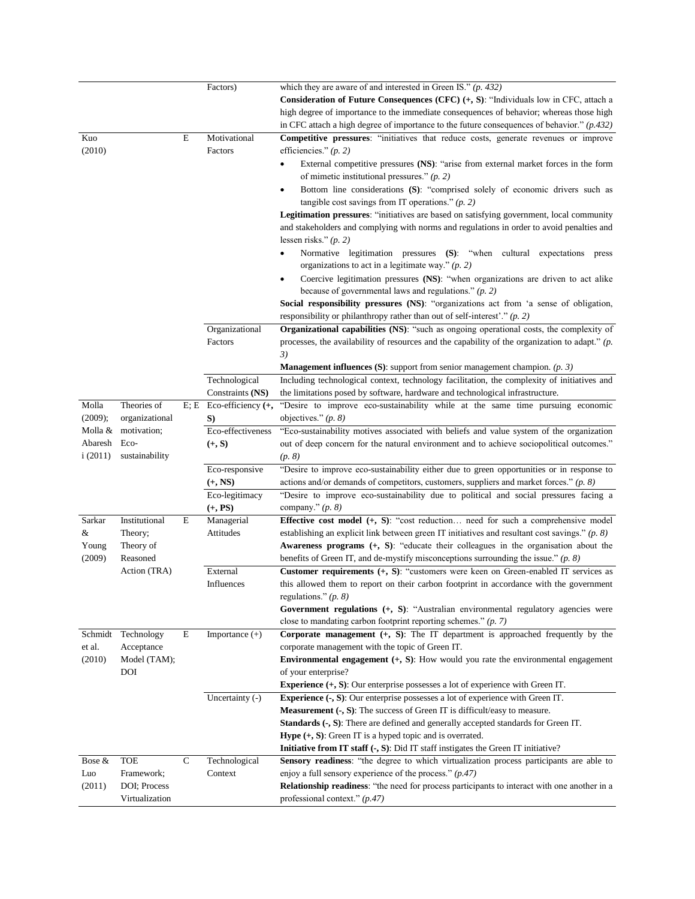| | | | | |
|---|---|---|---|---|
| | | | Factors) | which they are aware of and interested in Green IS." *(p. 432)*<br>**Consideration of Future Consequences (CFC) (+, S)**: "Individuals low in CFC, attach a high degree of importance to the immediate consequences of behavior; whereas those high in CFC attach a high degree of importance to the future consequences of behavior." *(p.432)* |
| Kuo (2010) | | E | Motivational Factors | **Competitive pressures**: "initiatives that reduce costs, generate revenues or improve efficiencies." *(p. 2)*<br>• External competitive pressures **(NS)**: "arise from external market forces in the form of mimetic institutional pressures." *(p. 2)*<br>• Bottom line considerations **(S)**: "comprised solely of economic drivers such as tangible cost savings from IT operations." *(p. 2)*<br>**Legitimation pressures**: "initiatives are based on satisfying government, local community and stakeholders and complying with norms and regulations in order to avoid penalties and lessen risks." *(p. 2)*<br>• Normative legitimation pressures **(S)**: "when cultural expectations press organizations to act in a legitimate way." *(p. 2)*<br>• Coercive legitimation pressures **(NS)**: "when organizations are driven to act alike because of governmental laws and regulations." *(p. 2)*<br>**Social responsibility pressures (NS)**: "organizations act from 'a sense of obligation, responsibility or philanthropy rather than out of self-interest'." *(p. 2)* |
| | | | Organizational Factors | **Organizational capabilities (NS)**: "such as ongoing operational costs, the complexity of processes, the availability of resources and the capability of the organization to adapt." *(p. 3)*<br>**Management influences (S)**: support from senior management champion. *(p. 3)* |
| | | | Technological Constraints **(NS)** | Including technological context, technology facilitation, the complexity of initiatives and the limitations posed by software, hardware and technological infrastructure. |
| Molla (2009); Molla & Abareshi (2011) | Theories of organizational motivation; Eco-sustainability | E; E | Eco-efficiency **(+, S)** | "Desire to improve eco-sustainability while at the same time pursuing economic objectives." *(p. 8)* |
| | | | Eco-effectiveness **(+, S)** | "Eco-sustainability motives associated with beliefs and value system of the organization out of deep concern for the natural environment and to achieve sociopolitical outcomes." *(p. 8)* |
| | | | Eco-responsive **(+, NS)** | "Desire to improve eco-sustainability either due to green opportunities or in response to actions and/or demands of competitors, customers, suppliers and market forces." *(p. 8)* |
| | | | Eco-legitimacy **(+, PS)** | "Desire to improve eco-sustainability due to political and social pressures facing a company." *(p. 8)* |
| Sarkar & Young (2009) | Institutional Theory; Theory of Reasoned Action (TRA) | E | Managerial Attitudes | **Effective cost model (+, S)**: "cost reduction… need for such a comprehensive model establishing an explicit link between green IT initiatives and resultant cost savings." *(p. 8)*<br>**Awareness programs (+, S)**: "educate their colleagues in the organisation about the benefits of Green IT, and de-mystify misconceptions surrounding the issue." *(p. 8)* |
| | | | External Influences | **Customer requirements (+, S)**: "customers were keen on Green-enabled IT services as this allowed them to report on their carbon footprint in accordance with the government regulations." *(p. 8)*<br>**Government regulations (+, S)**: "Australian environmental regulatory agencies were close to mandating carbon footprint reporting schemes." *(p. 7)* |
| Schmidt et al. (2010) | Technology Acceptance Model (TAM); DOI | E | Importance (+) | **Corporate management (+, S)**: The IT department is approached frequently by the corporate management with the topic of Green IT.<br>**Environmental engagement (+, S)**: How would you rate the environmental engagement of your enterprise?<br>**Experience (+, S)**: Our enterprise possesses a lot of experience with Green IT. |
| | | | Uncertainty (-) | **Experience (-, S)**: Our enterprise possesses a lot of experience with Green IT.<br>**Measurement (-, S)**: The success of Green IT is difficult/easy to measure.<br>**Standards (-, S)**: There are defined and generally accepted standards for Green IT.<br>**Hype (+, S)**: Green IT is a hyped topic and is overrated.<br>**Initiative from IT staff (-, S)**: Did IT staff instigates the Green IT initiative? |
| Bose & Luo (2011) | TOE Framework; DOI; Process Virtualization | C | Technological Context | **Sensory readiness**: "the degree to which virtualization process participants are able to enjoy a full sensory experience of the process." *(p.47)*<br>**Relationship readiness**: "the need for process participants to interact with one another in a professional context." *(p.47)* |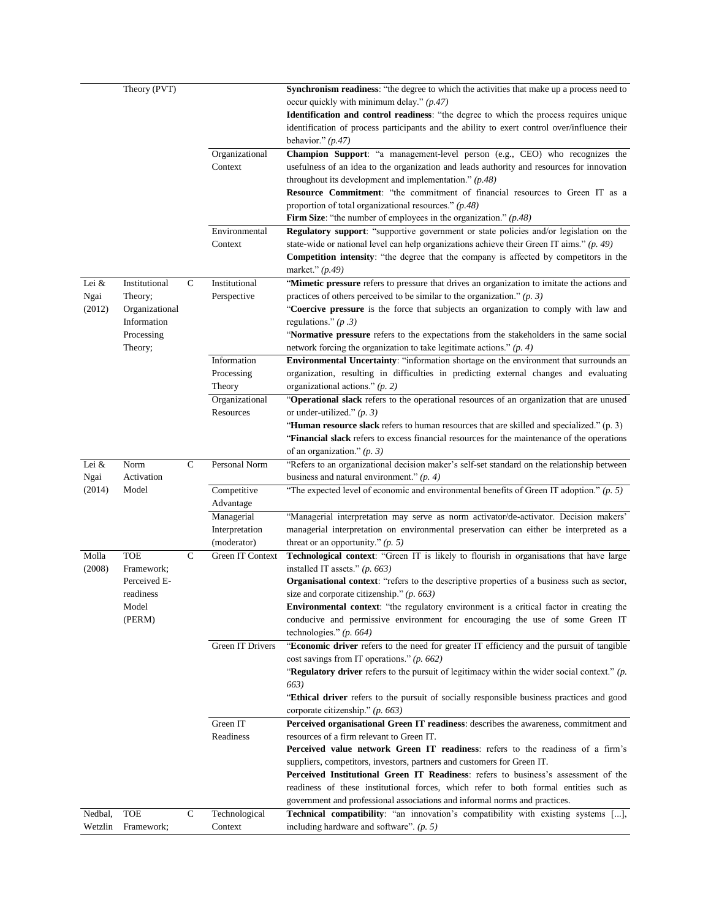|  |  |  |  |  |
|---|---|---|---|---|
|  | Theory (PVT) |  |  | **Synchronism readiness**: "the degree to which the activities that make up a process need to occur quickly with minimum delay." *(p.47)*<br>**Identification and control readiness**: "the degree to which the process requires unique identification of process participants and the ability to exert control over/influence their behavior." *(p.47)* |
|  |  |  | Organizational Context | **Champion Support**: "a management-level person (e.g., CEO) who recognizes the usefulness of an idea to the organization and leads authority and resources for innovation throughout its development and implementation." *(p.48)*<br>**Resource Commitment**: "the commitment of financial resources to Green IT as a proportion of total organizational resources." *(p.48)*<br>**Firm Size**: "the number of employees in the organization." *(p.48)* |
|  |  |  | Environmental Context | **Regulatory support**: "supportive government or state policies and/or legislation on the state-wide or national level can help organizations achieve their Green IT aims." *(p. 49)*<br>**Competition intensity**: "the degree that the company is affected by competitors in the market." *(p.49)* |
| Lei & Ngai (2012) | Institutional Theory; Organizational Information Processing Theory; | C | Institutional Perspective | "**Mimetic pressure** refers to pressure that drives an organization to imitate the actions and practices of others perceived to be similar to the organization." *(p. 3)*<br>"**Coercive pressure** is the force that subjects an organization to comply with law and regulations." *(p .3)*<br>"**Normative pressure** refers to the expectations from the stakeholders in the same social network forcing the organization to take legitimate actions." *(p. 4)* |
|  |  |  | Information Processing Theory | **Environmental Uncertainty**: "information shortage on the environment that surrounds an organization, resulting in difficulties in predicting external changes and evaluating organizational actions." *(p. 2)* |
|  |  |  | Organizational Resources | "**Operational slack** refers to the operational resources of an organization that are unused or under-utilized." *(p. 3)*<br>"**Human resource slack** refers to human resources that are skilled and specialized." (p. 3)<br>"**Financial slack** refers to excess financial resources for the maintenance of the operations of an organization." *(p. 3)* |
| Lei & Ngai (2014) | Norm Activation Model | C | Personal Norm | "Refers to an organizational decision maker's self-set standard on the relationship between business and natural environment." *(p. 4)* |
|  |  |  | Competitive Advantage | "The expected level of economic and environmental benefits of Green IT adoption." *(p. 5)* |
|  |  |  | Managerial Interpretation (moderator) | "Managerial interpretation may serve as norm activator/de-activator. Decision makers' managerial interpretation on environmental preservation can either be interpreted as a threat or an opportunity." *(p. 5)* |
| Molla (2008) | TOE Framework; Perceived E-readiness Model (PERM) | C | Green IT Context | **Technological context**: "Green IT is likely to flourish in organisations that have large installed IT assets." *(p. 663)*<br>**Organisational context**: "refers to the descriptive properties of a business such as sector, size and corporate citizenship." *(p. 663)*<br>**Environmental context**: "the regulatory environment is a critical factor in creating the conducive and permissive environment for encouraging the use of some Green IT technologies." *(p. 664)* |
|  |  |  | Green IT Drivers | "**Economic driver** refers to the need for greater IT efficiency and the pursuit of tangible cost savings from IT operations." *(p. 662)*<br>"**Regulatory driver** refers to the pursuit of legitimacy within the wider social context." *(p. 663)*<br>"**Ethical driver** refers to the pursuit of socially responsible business practices and good corporate citizenship." *(p. 663)* |
|  |  |  | Green IT Readiness | **Perceived organisational Green IT readiness**: describes the awareness, commitment and resources of a firm relevant to Green IT.<br>**Perceived value network Green IT readiness**: refers to the readiness of a firm's suppliers, competitors, investors, partners and customers for Green IT.<br>**Perceived Institutional Green IT Readiness**: refers to business's assessment of the readiness of these institutional forces, which refer to both formal entities such as government and professional associations and informal norms and practices. |
| Nedbal, Wetzlin | TOE Framework; | C | Technological Context | **Technical compatibility**: "an innovation's compatibility with existing systems [...], including hardware and software". *(p. 5)* |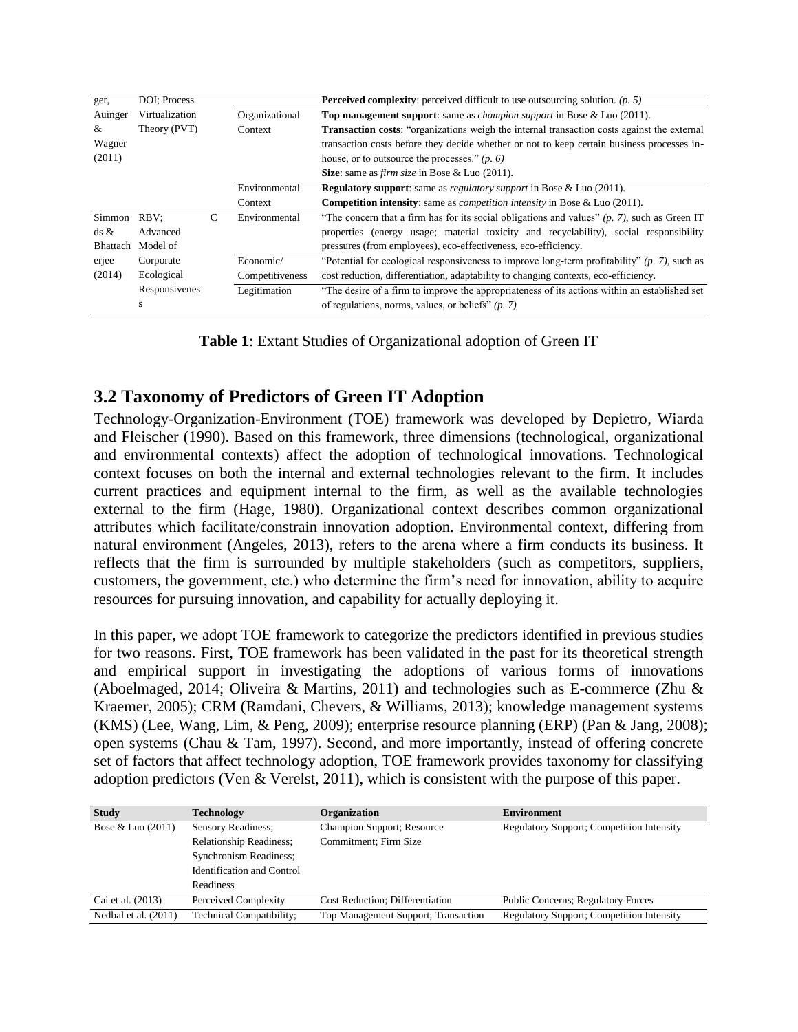| ger, Auinger & Wagner (2011) | DOI; Process Virtualization Theory (PVT) | | | **Perceived complexity**: perceived difficult to use outsourcing solution. *(p. 5)* |
|---|---|---|---|---|
| | | | Organizational Context | **Top management support**: same as *champion support* in Bose & Luo (2011). **Transaction costs**: "organizations weigh the internal transaction costs against the external transaction costs before they decide whether or not to keep certain business processes in-house, or to outsource the processes." *(p. 6)* **Size**: same as *firm size* in Bose & Luo (2011). |
| | | | Environmental Context | **Regulatory support**: same as *regulatory support* in Bose & Luo (2011). **Competition intensity**: same as *competition intensity* in Bose & Luo (2011). |
| Simmonds & Bhattacharjee (2014) | RBV; Advanced Model of Corporate Ecological Responsiveness | C | Environmental | "The concern that a firm has for its social obligations and values" *(p. 7)*, such as Green IT properties (energy usage; material toxicity and recyclability), social responsibility pressures (from employees), eco-effectiveness, eco-efficiency. |
| | | | Economic/ Competitiveness | "Potential for ecological responsiveness to improve long-term profitability" *(p. 7)*, such as cost reduction, differentiation, adaptability to changing contexts, eco-efficiency. |
| | | | Legitimation | "The desire of a firm to improve the appropriateness of its actions within an established set of regulations, norms, values, or beliefs" *(p. 7)* |

**Table 1**: Extant Studies of Organizational adoption of Green IT

## 3.2 Taxonomy of Predictors of Green IT Adoption

Technology-Organization-Environment (TOE) framework was developed by Depietro, Wiarda and Fleischer (1990). Based on this framework, three dimensions (technological, organizational and environmental contexts) affect the adoption of technological innovations. Technological context focuses on both the internal and external technologies relevant to the firm. It includes current practices and equipment internal to the firm, as well as the available technologies external to the firm (Hage, 1980). Organizational context describes common organizational attributes which facilitate/constrain innovation adoption. Environmental context, differing from natural environment (Angeles, 2013), refers to the arena where a firm conducts its business. It reflects that the firm is surrounded by multiple stakeholders (such as competitors, suppliers, customers, the government, etc.) who determine the firm's need for innovation, ability to acquire resources for pursuing innovation, and capability for actually deploying it.

In this paper, we adopt TOE framework to categorize the predictors identified in previous studies for two reasons. First, TOE framework has been validated in the past for its theoretical strength and empirical support in investigating the adoptions of various forms of innovations (Aboelmaged, 2014; Oliveira & Martins, 2011) and technologies such as E-commerce (Zhu & Kraemer, 2005); CRM (Ramdani, Chevers, & Williams, 2013); knowledge management systems (KMS) (Lee, Wang, Lim, & Peng, 2009); enterprise resource planning (ERP) (Pan & Jang, 2008); open systems (Chau & Tam, 1997). Second, and more importantly, instead of offering concrete set of factors that affect technology adoption, TOE framework provides taxonomy for classifying adoption predictors (Ven & Verelst, 2011), which is consistent with the purpose of this paper.

| Study | Technology | Organization | Environment |
|---|---|---|---|
| Bose & Luo (2011) | Sensory Readiness; Relationship Readiness; Synchronism Readiness; Identification and Control Readiness | Champion Support; Resource Commitment; Firm Size | Regulatory Support; Competition Intensity |
| Cai et al. (2013) | Perceived Complexity | Cost Reduction; Differentiation | Public Concerns; Regulatory Forces |
| Nedbal et al. (2011) | Technical Compatibility; | Top Management Support; Transaction | Regulatory Support; Competition Intensity |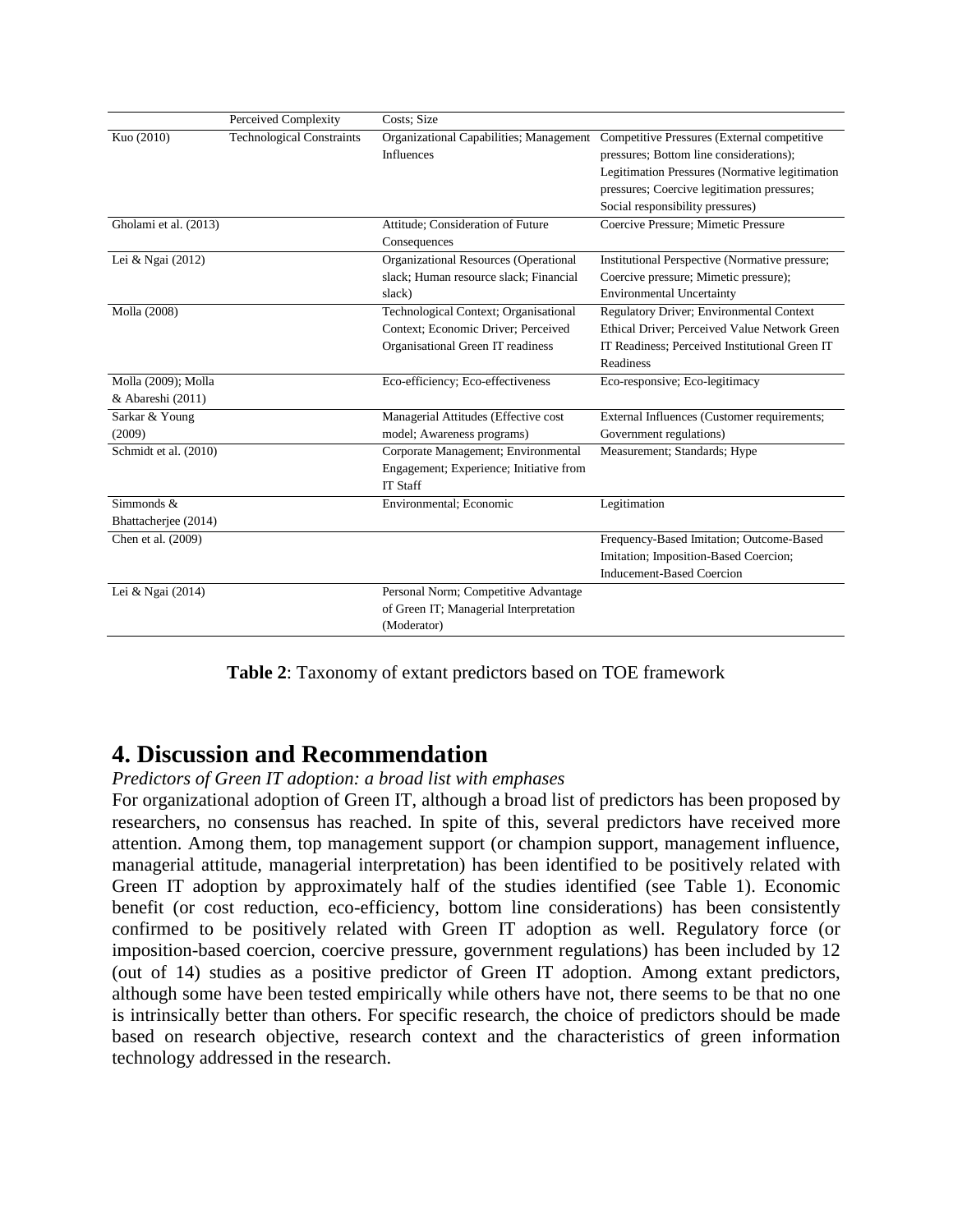| | | | |
|---|---|---|---|
| | Perceived Complexity | Costs; Size | |
| Kuo (2010) | Technological Constraints | Organizational Capabilities; Management Influences | Competitive Pressures (External competitive pressures; Bottom line considerations); Legitimation Pressures (Normative legitimation pressures; Coercive legitimation pressures; Social responsibility pressures) |
| Gholami et al. (2013) | | Attitude; Consideration of Future Consequences | Coercive Pressure; Mimetic Pressure |
| Lei & Ngai (2012) | | Organizational Resources (Operational slack; Human resource slack; Financial slack) | Institutional Perspective (Normative pressure; Coercive pressure; Mimetic pressure); Environmental Uncertainty |
| Molla (2008) | | Technological Context; Organisational Context; Economic Driver; Perceived Organisational Green IT readiness | Regulatory Driver; Environmental Context Ethical Driver; Perceived Value Network Green IT Readiness; Perceived Institutional Green IT Readiness |
| Molla (2009); Molla & Abareshi (2011) | | Eco-efficiency; Eco-effectiveness | Eco-responsive; Eco-legitimacy |
| Sarkar & Young (2009) | | Managerial Attitudes (Effective cost model; Awareness programs) | External Influences (Customer requirements; Government regulations) |
| Schmidt et al. (2010) | | Corporate Management; Environmental Engagement; Experience; Initiative from IT Staff | Measurement; Standards; Hype |
| Simmonds & Bhattacherjee (2014) | | Environmental; Economic | Legitimation |
| Chen et al. (2009) | | | Frequency-Based Imitation; Outcome-Based Imitation; Imposition-Based Coercion; Inducement-Based Coercion |
| Lei & Ngai (2014) | | Personal Norm; Competitive Advantage of Green IT; Managerial Interpretation (Moderator) | |

**Table 2**: Taxonomy of extant predictors based on TOE framework

# 4. Discussion and Recommendation

*Predictors of Green IT adoption: a broad list with emphases*

For organizational adoption of Green IT, although a broad list of predictors has been proposed by researchers, no consensus has reached. In spite of this, several predictors have received more attention. Among them, top management support (or champion support, management influence, managerial attitude, managerial interpretation) has been identified to be positively related with Green IT adoption by approximately half of the studies identified (see Table 1). Economic benefit (or cost reduction, eco-efficiency, bottom line considerations) has been consistently confirmed to be positively related with Green IT adoption as well. Regulatory force (or imposition-based coercion, coercive pressure, government regulations) has been included by 12 (out of 14) studies as a positive predictor of Green IT adoption. Among extant predictors, although some have been tested empirically while others have not, there seems to be that no one is intrinsically better than others. For specific research, the choice of predictors should be made based on research objective, research context and the characteristics of green information technology addressed in the research.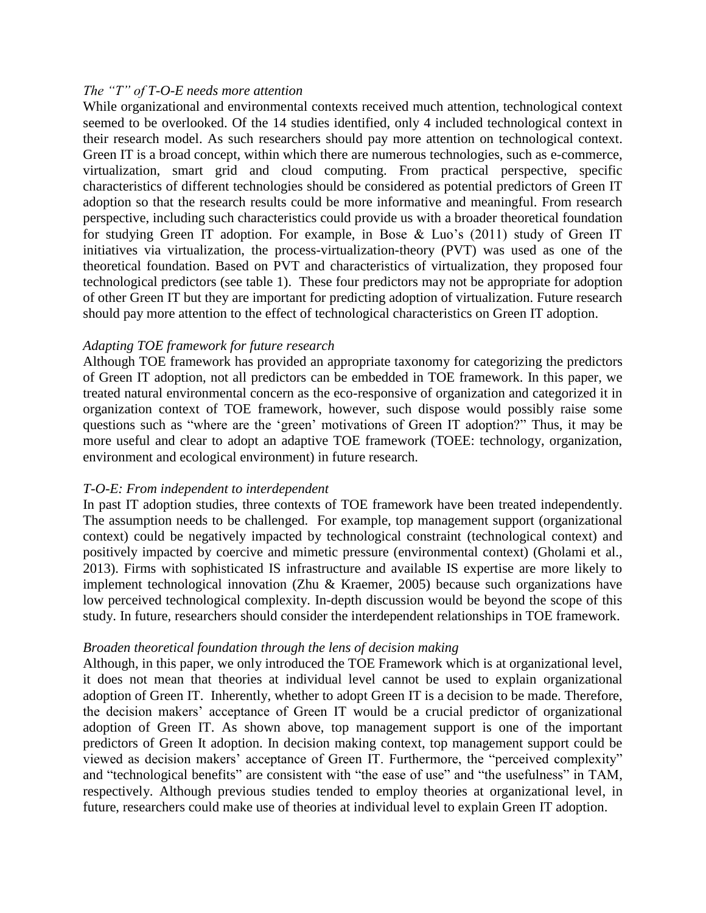*The "T" of T-O-E needs more attention*

While organizational and environmental contexts received much attention, technological context seemed to be overlooked. Of the 14 studies identified, only 4 included technological context in their research model. As such researchers should pay more attention on technological context. Green IT is a broad concept, within which there are numerous technologies, such as e-commerce, virtualization, smart grid and cloud computing. From practical perspective, specific characteristics of different technologies should be considered as potential predictors of Green IT adoption so that the research results could be more informative and meaningful. From research perspective, including such characteristics could provide us with a broader theoretical foundation for studying Green IT adoption. For example, in Bose & Luo's (2011) study of Green IT initiatives via virtualization, the process-virtualization-theory (PVT) was used as one of the theoretical foundation. Based on PVT and characteristics of virtualization, they proposed four technological predictors (see table 1). These four predictors may not be appropriate for adoption of other Green IT but they are important for predicting adoption of virtualization. Future research should pay more attention to the effect of technological characteristics on Green IT adoption.

*Adapting TOE framework for future research*

Although TOE framework has provided an appropriate taxonomy for categorizing the predictors of Green IT adoption, not all predictors can be embedded in TOE framework. In this paper, we treated natural environmental concern as the eco-responsive of organization and categorized it in organization context of TOE framework, however, such dispose would possibly raise some questions such as "where are the 'green' motivations of Green IT adoption?" Thus, it may be more useful and clear to adopt an adaptive TOE framework (TOEE: technology, organization, environment and ecological environment) in future research.

*T-O-E: From independent to interdependent*

In past IT adoption studies, three contexts of TOE framework have been treated independently. The assumption needs to be challenged. For example, top management support (organizational context) could be negatively impacted by technological constraint (technological context) and positively impacted by coercive and mimetic pressure (environmental context) (Gholami et al., 2013). Firms with sophisticated IS infrastructure and available IS expertise are more likely to implement technological innovation (Zhu & Kraemer, 2005) because such organizations have low perceived technological complexity. In-depth discussion would be beyond the scope of this study. In future, researchers should consider the interdependent relationships in TOE framework.

*Broaden theoretical foundation through the lens of decision making*

Although, in this paper, we only introduced the TOE Framework which is at organizational level, it does not mean that theories at individual level cannot be used to explain organizational adoption of Green IT. Inherently, whether to adopt Green IT is a decision to be made. Therefore, the decision makers' acceptance of Green IT would be a crucial predictor of organizational adoption of Green IT. As shown above, top management support is one of the important predictors of Green It adoption. In decision making context, top management support could be viewed as decision makers' acceptance of Green IT. Furthermore, the "perceived complexity" and "technological benefits" are consistent with "the ease of use" and "the usefulness" in TAM, respectively. Although previous studies tended to employ theories at organizational level, in future, researchers could make use of theories at individual level to explain Green IT adoption.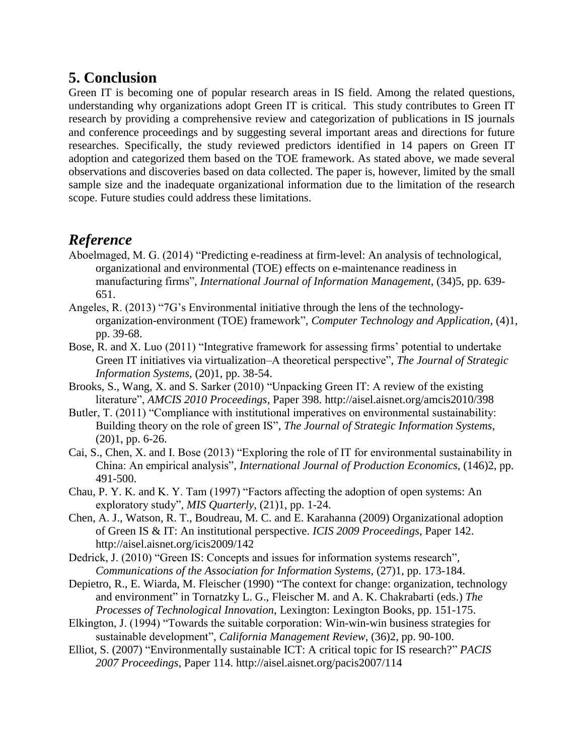## 5. Conclusion

Green IT is becoming one of popular research areas in IS field. Among the related questions, understanding why organizations adopt Green IT is critical. This study contributes to Green IT research by providing a comprehensive review and categorization of publications in IS journals and conference proceedings and by suggesting several important areas and directions for future researches. Specifically, the study reviewed predictors identified in 14 papers on Green IT adoption and categorized them based on the TOE framework. As stated above, we made several observations and discoveries based on data collected. The paper is, however, limited by the small sample size and the inadequate organizational information due to the limitation of the research scope. Future studies could address these limitations.

## *Reference*

Aboelmaged, M. G. (2014) "Predicting e-readiness at firm-level: An analysis of technological, organizational and environmental (TOE) effects on e-maintenance readiness in manufacturing firms", *International Journal of Information Management*, (34)5, pp. 639-651.

Angeles, R. (2013) "7G's Environmental initiative through the lens of the technology-organization-environment (TOE) framework", *Computer Technology and Application*, (4)1, pp. 39-68.

Bose, R. and X. Luo (2011) "Integrative framework for assessing firms' potential to undertake Green IT initiatives via virtualization–A theoretical perspective", *The Journal of Strategic Information Systems*, (20)1, pp. 38-54.

Brooks, S., Wang, X. and S. Sarker (2010) "Unpacking Green IT: A review of the existing literature", *AMCIS 2010 Proceedings*, Paper 398. http://aisel.aisnet.org/amcis2010/398

Butler, T. (2011) "Compliance with institutional imperatives on environmental sustainability: Building theory on the role of green IS", *The Journal of Strategic Information Systems*, (20)1, pp. 6-26.

Cai, S., Chen, X. and I. Bose (2013) "Exploring the role of IT for environmental sustainability in China: An empirical analysis", *International Journal of Production Economics*, (146)2, pp. 491-500.

Chau, P. Y. K. and K. Y. Tam (1997) "Factors affecting the adoption of open systems: An exploratory study", *MIS Quarterly*, (21)1, pp. 1-24.

Chen, A. J., Watson, R. T., Boudreau, M. C. and E. Karahanna (2009) Organizational adoption of Green IS & IT: An institutional perspective. *ICIS 2009 Proceedings*, Paper 142. http://aisel.aisnet.org/icis2009/142

Dedrick, J. (2010) "Green IS: Concepts and issues for information systems research", *Communications of the Association for Information Systems*, (27)1, pp. 173-184.

Depietro, R., E. Wiarda, M. Fleischer (1990) "The context for change: organization, technology and environment" in Tornatzky L. G., Fleischer M. and A. K. Chakrabarti (eds.) *The Processes of Technological Innovation*, Lexington: Lexington Books, pp. 151-175.

Elkington, J. (1994) "Towards the suitable corporation: Win-win-win business strategies for sustainable development", *California Management Review*, (36)2, pp. 90-100.

Elliot, S. (2007) "Environmentally sustainable ICT: A critical topic for IS research?" *PACIS 2007 Proceedings*, Paper 114. http://aisel.aisnet.org/pacis2007/114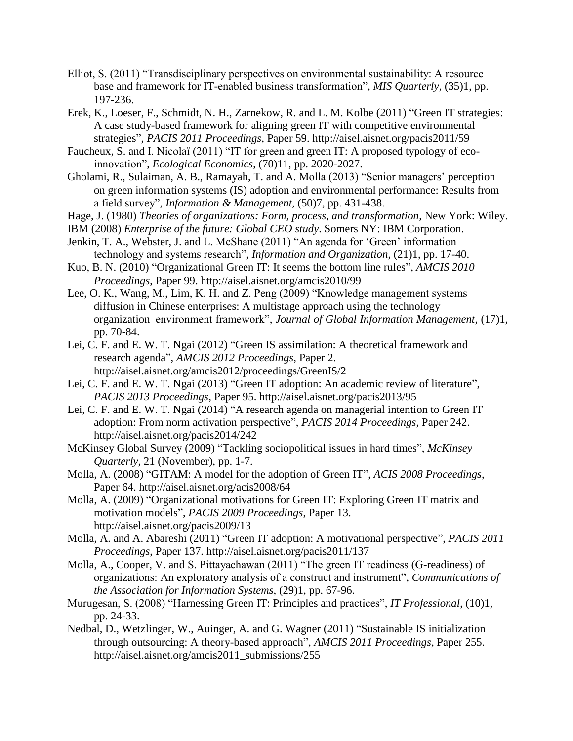Elliot, S. (2011) "Transdisciplinary perspectives on environmental sustainability: A resource base and framework for IT-enabled business transformation", *MIS Quarterly*, (35)1, pp. 197-236.

Erek, K., Loeser, F., Schmidt, N. H., Zarnekow, R. and L. M. Kolbe (2011) "Green IT strategies: A case study-based framework for aligning green IT with competitive environmental strategies", *PACIS 2011 Proceedings*, Paper 59. http://aisel.aisnet.org/pacis2011/59

Faucheux, S. and I. Nicolaï (2011) "IT for green and green IT: A proposed typology of eco-innovation", *Ecological Economics*, (70)11, pp. 2020-2027.

Gholami, R., Sulaiman, A. B., Ramayah, T. and A. Molla (2013) "Senior managers' perception on green information systems (IS) adoption and environmental performance: Results from a field survey", *Information & Management*, (50)7, pp. 431-438.

Hage, J. (1980) *Theories of organizations: Form, process, and transformation*, New York: Wiley.

IBM (2008) *Enterprise of the future: Global CEO study*. Somers NY: IBM Corporation.

Jenkin, T. A., Webster, J. and L. McShane (2011) "An agenda for 'Green' information technology and systems research", *Information and Organization*, (21)1, pp. 17-40.

Kuo, B. N. (2010) "Organizational Green IT: It seems the bottom line rules", *AMCIS 2010 Proceedings*, Paper 99. http://aisel.aisnet.org/amcis2010/99

Lee, O. K., Wang, M., Lim, K. H. and Z. Peng (2009) "Knowledge management systems diffusion in Chinese enterprises: A multistage approach using the technology–organization–environment framework", *Journal of Global Information Management*, (17)1, pp. 70-84.

Lei, C. F. and E. W. T. Ngai (2012) "Green IS assimilation: A theoretical framework and research agenda", *AMCIS 2012 Proceedings*, Paper 2. http://aisel.aisnet.org/amcis2012/proceedings/GreenIS/2

Lei, C. F. and E. W. T. Ngai (2013) "Green IT adoption: An academic review of literature", *PACIS 2013 Proceedings*, Paper 95. http://aisel.aisnet.org/pacis2013/95

Lei, C. F. and E. W. T. Ngai (2014) "A research agenda on managerial intention to Green IT adoption: From norm activation perspective", *PACIS 2014 Proceedings*, Paper 242. http://aisel.aisnet.org/pacis2014/242

McKinsey Global Survey (2009) "Tackling sociopolitical issues in hard times", *McKinsey Quarterly*, 21 (November), pp. 1-7.

Molla, A. (2008) "GITAM: A model for the adoption of Green IT", *ACIS 2008 Proceedings*, Paper 64. http://aisel.aisnet.org/acis2008/64

Molla, A. (2009) "Organizational motivations for Green IT: Exploring Green IT matrix and motivation models", *PACIS 2009 Proceedings*, Paper 13. http://aisel.aisnet.org/pacis2009/13

Molla, A. and A. Abareshi (2011) "Green IT adoption: A motivational perspective", *PACIS 2011 Proceedings*, Paper 137. http://aisel.aisnet.org/pacis2011/137

Molla, A., Cooper, V. and S. Pittayachawan (2011) "The green IT readiness (G-readiness) of organizations: An exploratory analysis of a construct and instrument", *Communications of the Association for Information Systems*, (29)1, pp. 67-96.

Murugesan, S. (2008) "Harnessing Green IT: Principles and practices", *IT Professional*, (10)1, pp. 24-33.

Nedbal, D., Wetzlinger, W., Auinger, A. and G. Wagner (2011) "Sustainable IS initialization through outsourcing: A theory-based approach", *AMCIS 2011 Proceedings*, Paper 255. http://aisel.aisnet.org/amcis2011_submissions/255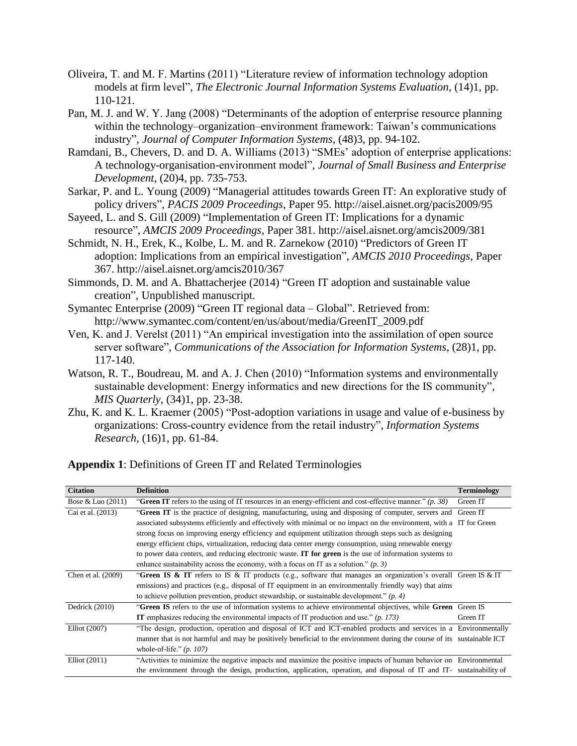Oliveira, T. and M. F. Martins (2011) “Literature review of information technology adoption models at firm level”, *The Electronic Journal Information Systems Evaluation*, (14)1, pp. 110-121.

Pan, M. J. and W. Y. Jang (2008) “Determinants of the adoption of enterprise resource planning within the technology–organization–environment framework: Taiwan’s communications industry”, *Journal of Computer Information Systems*, (48)3, pp. 94-102.

Ramdani, B., Chevers, D. and D. A. Williams (2013) “SMEs’ adoption of enterprise applications: A technology-organisation-environment model”, *Journal of Small Business and Enterprise Development*, (20)4, pp. 735-753.

Sarkar, P. and L. Young (2009) “Managerial attitudes towards Green IT: An explorative study of policy drivers”, *PACIS 2009 Proceedings*, Paper 95. http://aisel.aisnet.org/pacis2009/95

Sayeed, L. and S. Gill (2009) “Implementation of Green IT: Implications for a dynamic resource”, *AMCIS 2009 Proceedings*, Paper 381. http://aisel.aisnet.org/amcis2009/381

Schmidt, N. H., Erek, K., Kolbe, L. M. and R. Zarnekow (2010) “Predictors of Green IT adoption: Implications from an empirical investigation”, *AMCIS 2010 Proceedings*, Paper 367. http://aisel.aisnet.org/amcis2010/367

Simmonds, D. M. and A. Bhattacherjee (2014) “Green IT adoption and sustainable value creation”, Unpublished manuscript.

Symantec Enterprise (2009) “Green IT regional data – Global”. Retrieved from: http://www.symantec.com/content/en/us/about/media/GreenIT_2009.pdf

Ven, K. and J. Verelst (2011) “An empirical investigation into the assimilation of open source server software”, *Communications of the Association for Information Systems*, (28)1, pp. 117-140.

Watson, R. T., Boudreau, M. and A. J. Chen (2010) “Information systems and environmentally sustainable development: Energy informatics and new directions for the IS community”, *MIS Quarterly*, (34)1, pp. 23-38.

Zhu, K. and K. L. Kraemer (2005) “Post-adoption variations in usage and value of e-business by organizations: Cross-country evidence from the retail industry”, *Information Systems Research*, (16)1, pp. 61-84.

**Appendix 1**: Definitions of Green IT and Related Terminologies

| Citation | Definition | Terminology |
| --- | --- | --- |
| Bose & Luo (2011) | “**Green IT** refers to the using of IT resources in an energy-efficient and cost-effective manner.” *(p. 38)* | Green IT |
| Cai et al. (2013) | “**Green IT** is the practice of designing, manufacturing, using and disposing of computer, servers and associated subsystems efficiently and effectively with minimal or no impact on the environment, with a strong focus on improving energy efficiency and equipment utilization through steps such as designing energy efficient chips, virtualization, reducing data center energy consumption, using renewable energy to power data centers, and reducing electronic waste. **IT for green** is the use of information systems to enhance sustainability across the economy, with a focus on IT as a solution.” *(p. 3)* | Green IT<br>IT for Green |
| Chen et al. (2009) | “**Green IS & IT** refers to IS & IT products (e.g., software that manages an organization’s overall emissions) and practices (e.g., disposal of IT equipment in an environmentally friendly way) that aims to achieve pollution prevention, product stewardship, or sustainable development.” *(p. 4)* | Green IS & IT |
| Dedrick (2010) | “**Green IS** refers to the use of information systems to achieve environmental objectives, while **Green IT** emphasizes reducing the environmental impacts of IT production and use.” *(p. 173)* | Green IS<br>Green IT |
| Elliot (2007) | “The design, production, operation and disposal of ICT and ICT-enabled products and services in a manner that is not harmful and may be positively beneficial to the environment during the course of its whole-of-life.” *(p. 107)* | Environmentally sustainable ICT |
| Elliot (2011) | “Activities to minimize the negative impacts and maximize the positive impacts of human behavior on the environment through the design, production, application, operation, and disposal of IT and IT- | Environmental sustainability of |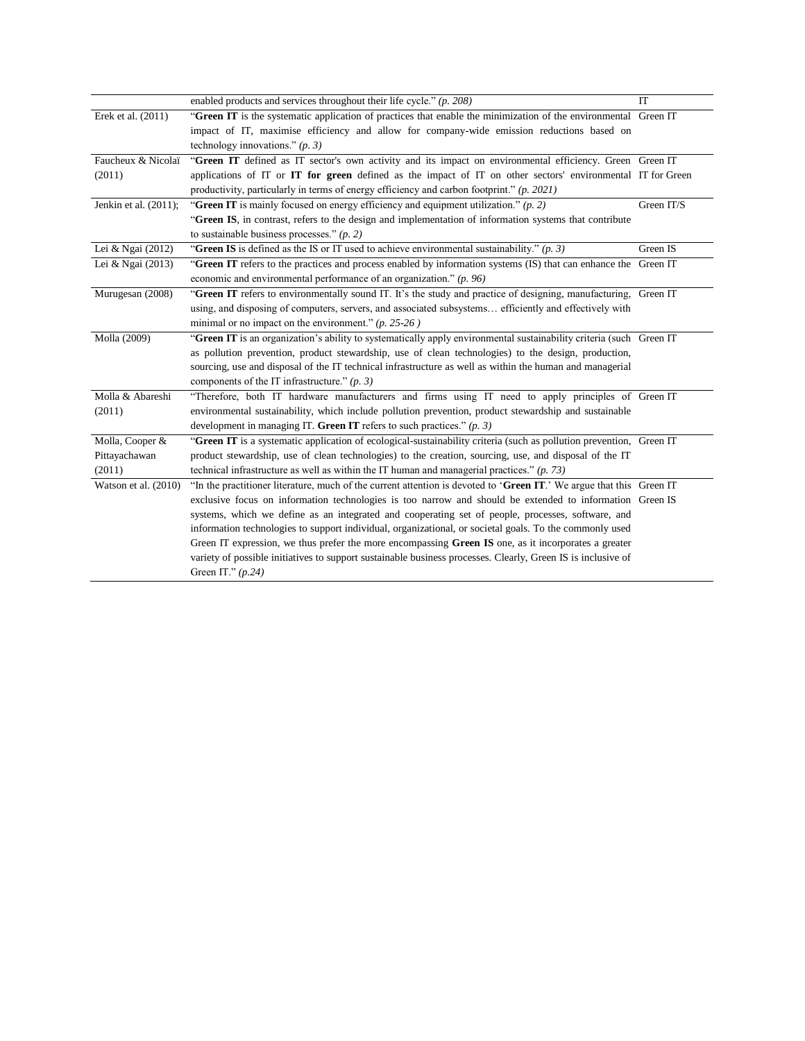| | | |
|---|---|---|
| | enabled products and services throughout their life cycle." *(p. 208)* | IT |
| Erek et al. (2011) | "**Green IT** is the systematic application of practices that enable the minimization of the environmental impact of IT, maximise efficiency and allow for company-wide emission reductions based on technology innovations." *(p. 3)* | Green IT |
| Faucheux & Nicolaï (2011) | "**Green IT** defined as IT sector's own activity and its impact on environmental efficiency. Green applications of IT or **IT for green** defined as the impact of IT on other sectors' environmental productivity, particularly in terms of energy efficiency and carbon footprint." *(p. 2021)* | Green IT<br>IT for Green |
| Jenkin et al. (2011); | "**Green IT** is mainly focused on energy efficiency and equipment utilization." *(p. 2)*<br>"**Green IS**, in contrast, refers to the design and implementation of information systems that contribute to sustainable business processes." *(p. 2)* | Green IT/S |
| Lei & Ngai (2012) | "**Green IS** is defined as the IS or IT used to achieve environmental sustainability." *(p. 3)* | Green IS |
| Lei & Ngai (2013) | "**Green IT** refers to the practices and process enabled by information systems (IS) that can enhance the economic and environmental performance of an organization." *(p. 96)* | Green IT |
| Murugesan (2008) | "**Green IT** refers to environmentally sound IT. It's the study and practice of designing, manufacturing, using, and disposing of computers, servers, and associated subsystems… efficiently and effectively with minimal or no impact on the environment." *(p. 25-26 )* | Green IT |
| Molla (2009) | "**Green IT** is an organization's ability to systematically apply environmental sustainability criteria (such as pollution prevention, product stewardship, use of clean technologies) to the design, production, sourcing, use and disposal of the IT technical infrastructure as well as within the human and managerial components of the IT infrastructure." *(p. 3)* | Green IT |
| Molla & Abareshi (2011) | "Therefore, both IT hardware manufacturers and firms using IT need to apply principles of environmental sustainability, which include pollution prevention, product stewardship and sustainable development in managing IT. **Green IT** refers to such practices." *(p. 3)* | Green IT |
| Molla, Cooper & Pittayachawan (2011) | "**Green IT** is a systematic application of ecological-sustainability criteria (such as pollution prevention, product stewardship, use of clean technologies) to the creation, sourcing, use, and disposal of the IT technical infrastructure as well as within the IT human and managerial practices." *(p. 73)* | Green IT |
| Watson et al. (2010) | "In the practitioner literature, much of the current attention is devoted to '**Green IT**.' We argue that this exclusive focus on information technologies is too narrow and should be extended to information systems, which we define as an integrated and cooperating set of people, processes, software, and information technologies to support individual, organizational, or societal goals. To the commonly used Green IT expression, we thus prefer the more encompassing **Green IS** one, as it incorporates a greater variety of possible initiatives to support sustainable business processes. Clearly, Green IS is inclusive of Green IT." *(p.24)* | Green IT<br>Green IS |